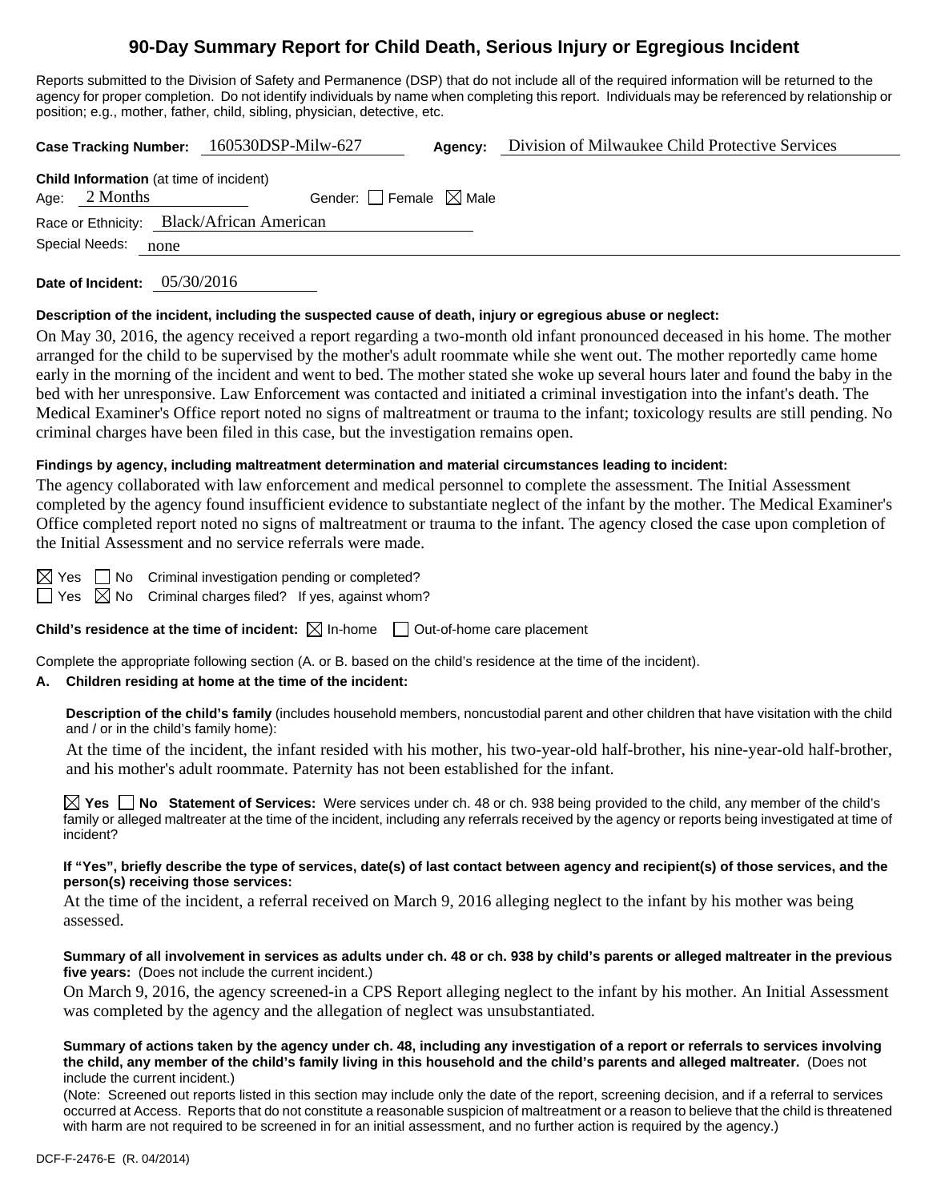# 90-Day Summary Report for Child Death, Serious Injury or Egregious Incident

Reports submitted to the Division of Safety and Permanence (DSP) that do not include all of the required information will be returned to the agency for proper completion. Do not identify individuals by name when completing this report. Individuals may be referenced by relationship or position; e.g., mother, father, child, sibling, physician, detective, etc.

**Case Tracking Number:** 160530DSP-Milw-627 **Agency:** Division of Milwaukee Child Protective Services

**Child Information** (at time of incident)

Age: 2 Months Gender: ☐ Female ☒ Male

Race or Ethnicity: Black/African American

Special Needs: none

**Date of Incident:** 05/30/2016

**Description of the incident, including the suspected cause of death, injury or egregious abuse or neglect:**

On May 30, 2016, the agency received a report regarding a two-month old infant pronounced deceased in his home. The mother arranged for the child to be supervised by the mother's adult roommate while she went out. The mother reportedly came home early in the morning of the incident and went to bed. The mother stated she woke up several hours later and found the baby in the bed with her unresponsive. Law Enforcement was contacted and initiated a criminal investigation into the infant's death. The Medical Examiner's Office report noted no signs of maltreatment or trauma to the infant; toxicology results are still pending. No criminal charges have been filed in this case, but the investigation remains open.

**Findings by agency, including maltreatment determination and material circumstances leading to incident:**

The agency collaborated with law enforcement and medical personnel to complete the assessment. The Initial Assessment completed by the agency found insufficient evidence to substantiate neglect of the infant by the mother. The Medical Examiner's Office completed report noted no signs of maltreatment or trauma to the infant. The agency closed the case upon completion of the Initial Assessment and no service referrals were made.

☒ Yes ☐ No Criminal investigation pending or completed?

☐ Yes ☒ No Criminal charges filed? If yes, against whom?

**Child's residence at the time of incident:** ☒ In-home ☐ Out-of-home care placement

Complete the appropriate following section (A. or B. based on the child's residence at the time of the incident).

**A. Children residing at home at the time of the incident:**

**Description of the child's family** (includes household members, noncustodial parent and other children that have visitation with the child and / or in the child's family home):

At the time of the incident, the infant resided with his mother, his two-year-old half-brother, his nine-year-old half-brother, and his mother's adult roommate. Paternity has not been established for the infant.

☒ **Yes** ☐ **No** **Statement of Services:** Were services under ch. 48 or ch. 938 being provided to the child, any member of the child's family or alleged maltreater at the time of the incident, including any referrals received by the agency or reports being investigated at time of incident?

**If "Yes", briefly describe the type of services, date(s) of last contact between agency and recipient(s) of those services, and the person(s) receiving those services:**

At the time of the incident, a referral received on March 9, 2016 alleging neglect to the infant by his mother was being assessed.

**Summary of all involvement in services as adults under ch. 48 or ch. 938 by child's parents or alleged maltreater in the previous five years:** (Does not include the current incident.)

On March 9, 2016, the agency screened-in a CPS Report alleging neglect to the infant by his mother. An Initial Assessment was completed by the agency and the allegation of neglect was unsubstantiated.

**Summary of actions taken by the agency under ch. 48, including any investigation of a report or referrals to services involving the child, any member of the child's family living in this household and the child's parents and alleged maltreater.** (Does not include the current incident.)

(Note: Screened out reports listed in this section may include only the date of the report, screening decision, and if a referral to services occurred at Access. Reports that do not constitute a reasonable suspicion of maltreatment or a reason to believe that the child is threatened with harm are not required to be screened in for an initial assessment, and no further action is required by the agency.)

DCF-F-2476-E (R. 04/2014)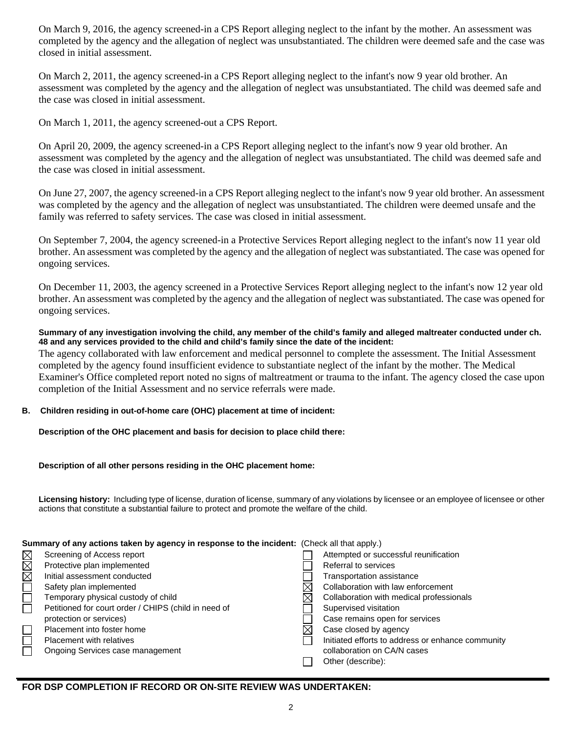On March 9, 2016, the agency screened-in a CPS Report alleging neglect to the infant by the mother. An assessment was completed by the agency and the allegation of neglect was unsubstantiated. The children were deemed safe and the case was closed in initial assessment.

On March 2, 2011, the agency screened-in a CPS Report alleging neglect to the infant's now 9 year old brother. An assessment was completed by the agency and the allegation of neglect was unsubstantiated. The child was deemed safe and the case was closed in initial assessment.

On March 1, 2011, the agency screened-out a CPS Report.

On April 20, 2009, the agency screened-in a CPS Report alleging neglect to the infant's now 9 year old brother. An assessment was completed by the agency and the allegation of neglect was unsubstantiated. The child was deemed safe and the case was closed in initial assessment.

On June 27, 2007, the agency screened-in a CPS Report alleging neglect to the infant's now 9 year old brother. An assessment was completed by the agency and the allegation of neglect was unsubstantiated. The children were deemed unsafe and the family was referred to safety services. The case was closed in initial assessment.

On September 7, 2004, the agency screened-in a Protective Services Report alleging neglect to the infant's now 11 year old brother. An assessment was completed by the agency and the allegation of neglect was substantiated. The case was opened for ongoing services.

On December 11, 2003, the agency screened in a Protective Services Report alleging neglect to the infant's now 12 year old brother. An assessment was completed by the agency and the allegation of neglect was substantiated. The case was opened for ongoing services.

**Summary of any investigation involving the child, any member of the child's family and alleged maltreater conducted under ch. 48 and any services provided to the child and child's family since the date of the incident:**

The agency collaborated with law enforcement and medical personnel to complete the assessment. The Initial Assessment completed by the agency found insufficient evidence to substantiate neglect of the infant by the mother. The Medical Examiner's Office completed report noted no signs of maltreatment or trauma to the infant. The agency closed the case upon completion of the Initial Assessment and no service referrals were made.

**B. Children residing in out-of-home care (OHC) placement at time of incident:**

**Description of the OHC placement and basis for decision to place child there:**

**Description of all other persons residing in the OHC placement home:**

**Licensing history:** Including type of license, duration of license, summary of any violations by licensee or an employee of licensee or other actions that constitute a substantial failure to protect and promote the welfare of the child.

**Summary of any actions taken by agency in response to the incident:** (Check all that apply.)

- [x] Screening of Access report
- [x] Protective plan implemented
- [x] Initial assessment conducted
- [ ] Safety plan implemented
- [ ] Temporary physical custody of child
- [ ] Petitioned for court order / CHIPS (child in need of protection or services)
- [ ] Placement into foster home
- [ ] Placement with relatives
- [ ] Ongoing Services case management
- [ ] Attempted or successful reunification
- [ ] Referral to services
- [ ] Transportation assistance
- [x] Collaboration with law enforcement
- [x] Collaboration with medical professionals
- [ ] Supervised visitation
- [ ] Case remains open for services
- [x] Case closed by agency
- [ ] Initiated efforts to address or enhance community collaboration on CA/N cases
- [ ] Other (describe):

**FOR DSP COMPLETION IF RECORD OR ON-SITE REVIEW WAS UNDERTAKEN:**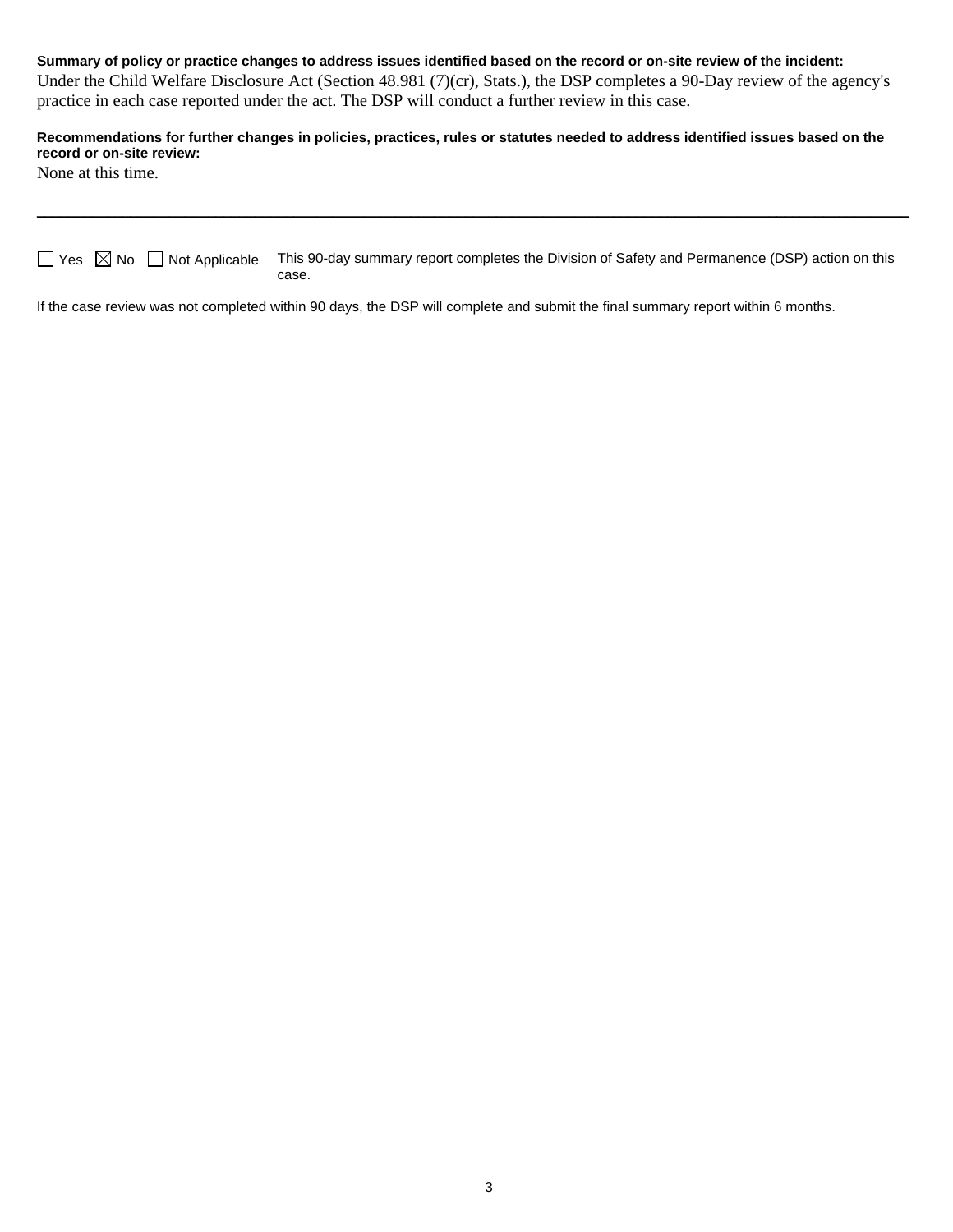**Summary of policy or practice changes to address issues identified based on the record or on-site review of the incident:**

Under the Child Welfare Disclosure Act (Section 48.981 (7)(cr), Stats.), the DSP completes a 90-Day review of the agency's practice in each case reported under the act. The DSP will conduct a further review in this case.

**Recommendations for further changes in policies, practices, rules or statutes needed to address identified issues based on the record or on-site review:**

None at this time.

---

☐ Yes ☒ No ☐ Not Applicable This 90-day summary report completes the Division of Safety and Permanence (DSP) action on this case.

If the case review was not completed within 90 days, the DSP will complete and submit the final summary report within 6 months.